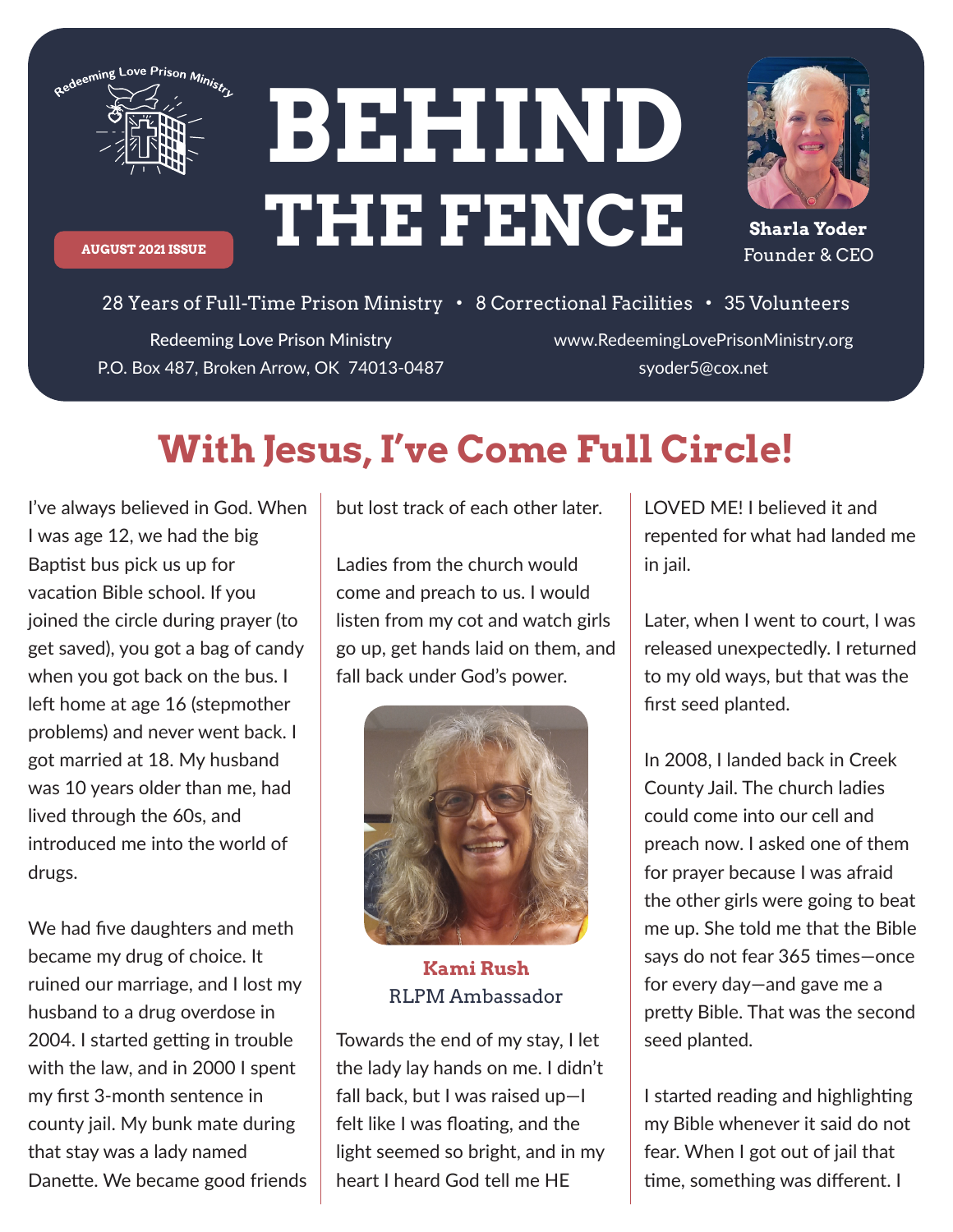Redeeming Love Prison Ministry

AUGUST 2021 ISSUE

# BEHIND THE FENCE

**Sharla Yoder**
Founder & CEO

28 Years of Full-Time Prison Ministry • 8 Correctional Facilities • 35 Volunteers

Redeeming Love Prison Ministry
P.O. Box 487, Broken Arrow, OK 74013-0487

www.RedeemingLovePrisonMinistry.org
syoder5@cox.net

## With Jesus, I've Come Full Circle!

I've always believed in God. When I was age 12, we had the big Baptist bus pick us up for vacation Bible school. If you joined the circle during prayer (to get saved), you got a bag of candy when you got back on the bus. I left home at age 16 (stepmother problems) and never went back. I got married at 18. My husband was 10 years older than me, had lived through the 60s, and introduced me into the world of drugs.

We had five daughters and meth became my drug of choice. It ruined our marriage, and I lost my husband to a drug overdose in 2004. I started getting in trouble with the law, and in 2000 I spent my first 3-month sentence in county jail. My bunk mate during that stay was a lady named Danette. We became good friends but lost track of each other later.

Ladies from the church would come and preach to us. I would listen from my cot and watch girls go up, get hands laid on them, and fall back under God's power.

**Kami Rush**
RLPM Ambassador

Towards the end of my stay, I let the lady lay hands on me. I didn't fall back, but I was raised up—I felt like I was floating, and the light seemed so bright, and in my heart I heard God tell me HE LOVED ME! I believed it and repented for what had landed me in jail.

Later, when I went to court, I was released unexpectedly. I returned to my old ways, but that was the first seed planted.

In 2008, I landed back in Creek County Jail. The church ladies could come into our cell and preach now. I asked one of them for prayer because I was afraid the other girls were going to beat me up. She told me that the Bible says do not fear 365 times—once for every day—and gave me a pretty Bible. That was the second seed planted.

I started reading and highlighting my Bible whenever it said do not fear. When I got out of jail that time, something was different. I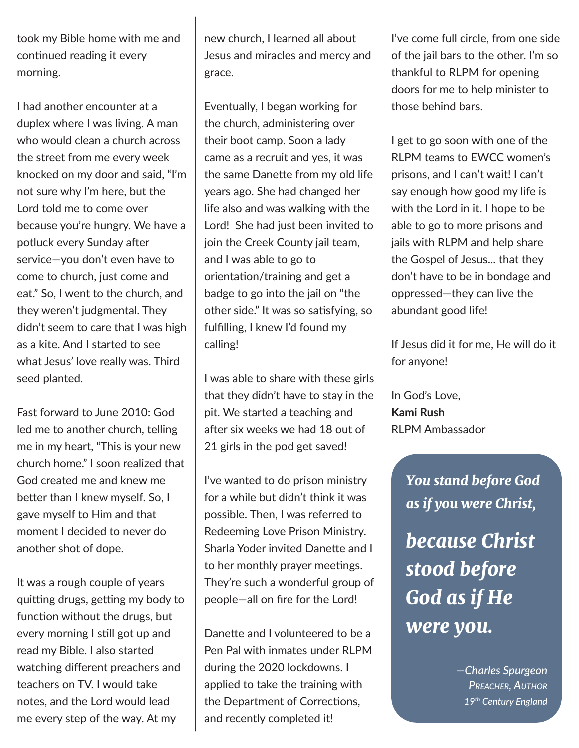took my Bible home with me and continued reading it every morning.

I had another encounter at a duplex where I was living. A man who would clean a church across the street from me every week knocked on my door and said, "I'm not sure why I'm here, but the Lord told me to come over because you're hungry. We have a potluck every Sunday after service—you don't even have to come to church, just come and eat." So, I went to the church, and they weren't judgmental. They didn't seem to care that I was high as a kite. And I started to see what Jesus' love really was. Third seed planted.

Fast forward to June 2010: God led me to another church, telling me in my heart, "This is your new church home." I soon realized that God created me and knew me better than I knew myself. So, I gave myself to Him and that moment I decided to never do another shot of dope.

It was a rough couple of years quitting drugs, getting my body to function without the drugs, but every morning I still got up and read my Bible. I also started watching different preachers and teachers on TV. I would take notes, and the Lord would lead me every step of the way. At my new church, I learned all about Jesus and miracles and mercy and grace.

Eventually, I began working for the church, administering over their boot camp. Soon a lady came as a recruit and yes, it was the same Danette from my old life years ago. She had changed her life also and was walking with the Lord! She had just been invited to join the Creek County jail team, and I was able to go to orientation/training and get a badge to go into the jail on "the other side." It was so satisfying, so fulfilling, I knew I'd found my calling!

I was able to share with these girls that they didn't have to stay in the pit. We started a teaching and after six weeks we had 18 out of 21 girls in the pod get saved!

I've wanted to do prison ministry for a while but didn't think it was possible. Then, I was referred to Redeeming Love Prison Ministry. Sharla Yoder invited Danette and I to her monthly prayer meetings. They're such a wonderful group of people—all on fire for the Lord!

Danette and I volunteered to be a Pen Pal with inmates under RLPM during the 2020 lockdowns. I applied to take the training with the Department of Corrections, and recently completed it!

I've come full circle, from one side of the jail bars to the other. I'm so thankful to RLPM for opening doors for me to help minister to those behind bars.

I get to go soon with one of the RLPM teams to EWCC women's prisons, and I can't wait! I can't say enough how good my life is with the Lord in it. I hope to be able to go to more prisons and jails with RLPM and help share the Gospel of Jesus... that they don't have to be in bondage and oppressed—they can live the abundant good life!

If Jesus did it for me, He will do it for anyone!

In God's Love,
**Kami Rush**
RLPM Ambassador

> ***You stand before God as if you were Christ,***
>
> ***because Christ stood before God as if He were you.***
>
> *—Charles Spurgeon*
> *Preacher, Author*
> *19th Century England*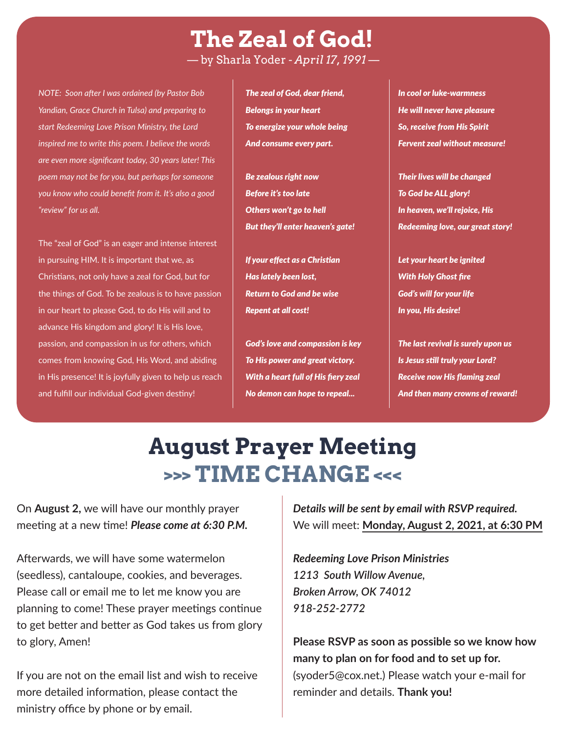# The Zeal of God!

— by Sharla Yoder - *April 17, 1991* —

*NOTE: Soon after I was ordained (by Pastor Bob Yandian, Grace Church in Tulsa) and preparing to start Redeeming Love Prison Ministry, the Lord inspired me to write this poem. I believe the words are even more significant today, 30 years later! This poem may not be for you, but perhaps for someone you know who could benefit from it. It's also a good "review" for us all.*

The "zeal of God" is an eager and intense interest in pursuing HIM. It is important that we, as Christians, not only have a zeal for God, but for the things of God. To be zealous is to have passion in our heart to please God, to do His will and to advance His kingdom and glory! It is His love, passion, and compassion in us for others, which comes from knowing God, His Word, and abiding in His presence! It is joyfully given to help us reach and fulfill our individual God-given destiny!

***The zeal of God, dear friend,***
***Belongs in your heart***
***To energize your whole being***
***And consume every part.***

***Be zealous right now***
***Before it's too late***
***Others won't go to hell***
***But they'll enter heaven's gate!***

***If your effect as a Christian***
***Has lately been lost,***
***Return to God and be wise***
***Repent at all cost!***

***God's love and compassion is key***
***To His power and great victory.***
***With a heart full of His fiery zeal***
***No demon can hope to repeal...***

***In cool or luke-warmness***
***He will never have pleasure***
***So, receive from His Spirit***
***Fervent zeal without measure!***

***Their lives will be changed***
***To God be ALL glory!***
***In heaven, we'll rejoice, His***
***Redeeming love, our great story!***

***Let your heart be ignited***
***With Holy Ghost fire***
***God's will for your life***
***In you, His desire!***

***The last revival is surely upon us***
***Is Jesus still truly your Lord?***
***Receive now His flaming zeal***
***And then many crowns of reward!***

# August Prayer Meeting
## >>> TIME CHANGE <<<

On **August 2,** we will have our monthly prayer meeting at a new time! ***Please come at 6:30 P.M.***

Afterwards, we will have some watermelon (seedless), cantaloupe, cookies, and beverages. Please call or email me to let me know you are planning to come! These prayer meetings continue to get better and better as God takes us from glory to glory, Amen!

If you are not on the email list and wish to receive more detailed information, please contact the ministry office by phone or by email.

***Details will be sent by email with RSVP required.***
We will meet: **Monday, August 2, 2021, at 6:30 PM**

***Redeeming Love Prison Ministries***
*1213 South Willow Avenue,*
*Broken Arrow, OK 74012*
*918-252-2772*

**Please RSVP as soon as possible so we know how many to plan on for food and to set up for.** (syoder5@cox.net.) Please watch your e-mail for reminder and details. **Thank you!**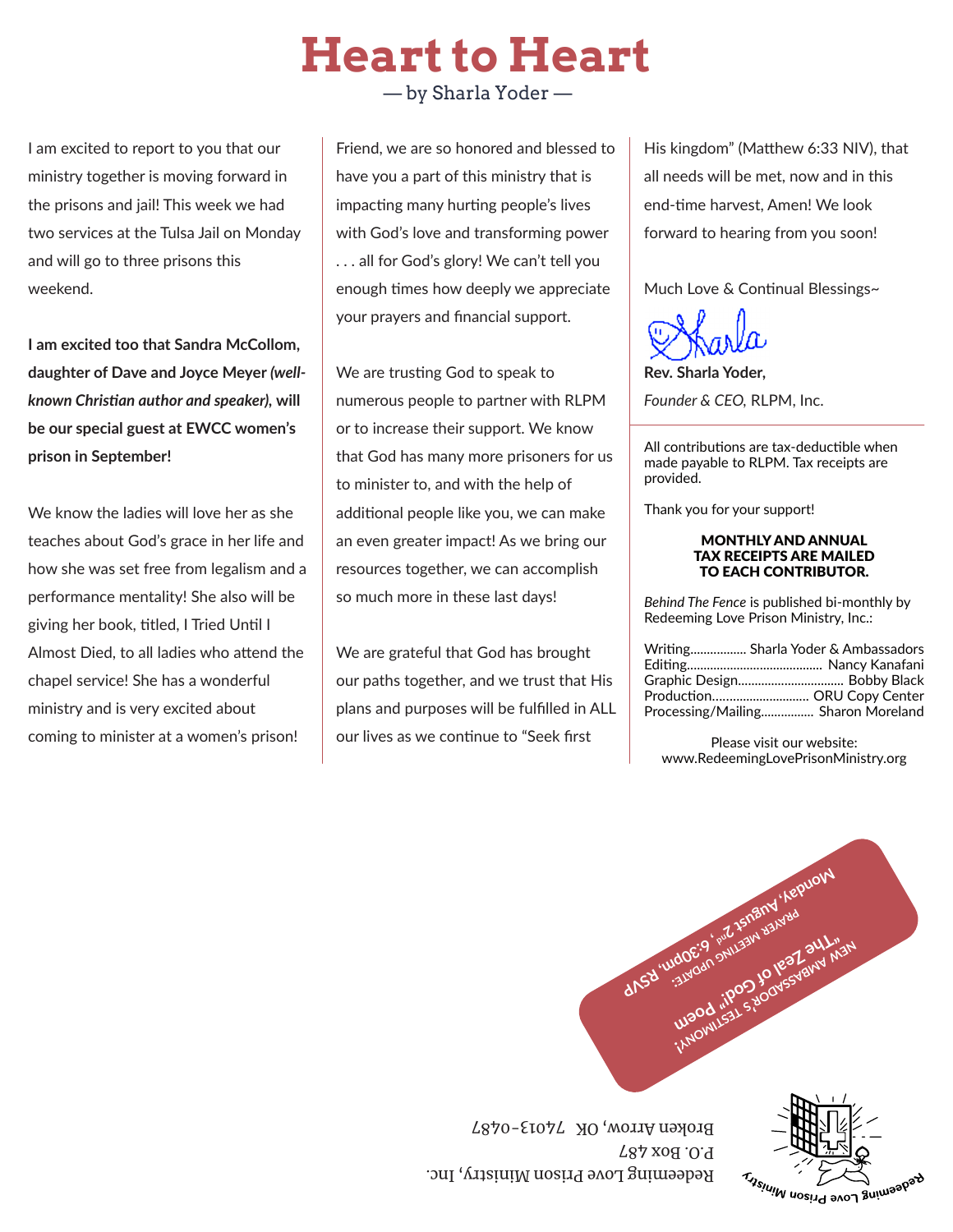# Heart to Heart

— by Sharla Yoder —

I am excited to report to you that our ministry together is moving forward in the prisons and jail! This week we had two services at the Tulsa Jail on Monday and will go to three prisons this weekend.

**I am excited too that Sandra McCollom, daughter of Dave and Joyce Meyer *(well-known Christian author and speaker)*, will be our special guest at EWCC women's prison in September!**

We know the ladies will love her as she teaches about God's grace in her life and how she was set free from legalism and a performance mentality! She also will be giving her book, titled, I Tried Until I Almost Died, to all ladies who attend the chapel service! She has a wonderful ministry and is very excited about coming to minister at a women's prison!

Friend, we are so honored and blessed to have you a part of this ministry that is impacting many hurting people's lives with God's love and transforming power . . . all for God's glory! We can't tell you enough times how deeply we appreciate your prayers and financial support.

We are trusting God to speak to numerous people to partner with RLPM or to increase their support. We know that God has many more prisoners for us to minister to, and with the help of additional people like you, we can make an even greater impact! As we bring our resources together, we can accomplish so much more in these last days!

We are grateful that God has brought our paths together, and we trust that His plans and purposes will be fulfilled in ALL our lives as we continue to "Seek first His kingdom" (Matthew 6:33 NIV), that all needs will be met, now and in this end-time harvest, Amen! We look forward to hearing from you soon!

Much Love & Continual Blessings~

Sharla

**Rev. Sharla Yoder,**
*Founder & CEO,* RLPM, Inc.

---

All contributions are tax-deductible when made payable to RLPM. Tax receipts are provided.

Thank you for your support!

**MONTHLY AND ANNUAL TAX RECEIPTS ARE MAILED TO EACH CONTRIBUTOR.**

*Behind The Fence* is published bi-monthly by Redeeming Love Prison Ministry, Inc.:

Writing................ Sharla Yoder & Ambassadors
Editing........................................ Nancy Kanafani
Graphic Design............................... Bobby Black
Production............................ ORU Copy Center
Processing/Mailing................ Sharon Moreland

Please visit our website:
www.RedeemingLovePrisonMinistry.org

NEW AMBASSADOR'S TESTIMONY!
"The Zeal of God!" Poem
PRAYER MEETING UPDATE:
Monday, August 2nd, 6:30pm, RSVP

Redeeming Love Prison Ministry, Inc.
P.O. Box 487
Broken Arrow, OK 74013-0487

Redeeming Love Prison Ministry